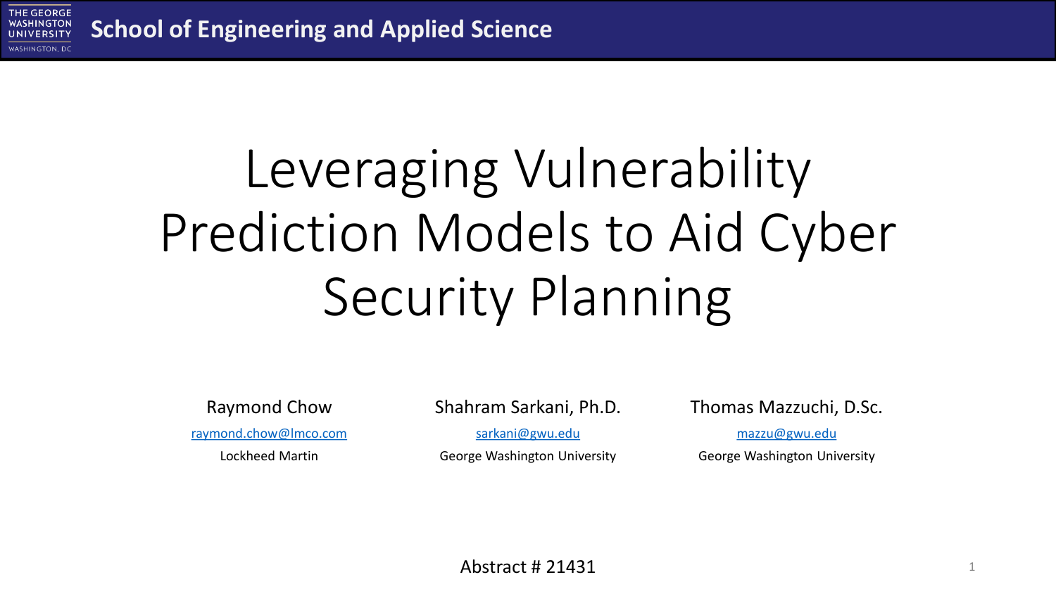School of Engineering and Applied Science

# Leveraging Vulnerability Prediction Models to Aid Cyber Security Planning

Raymond Chow
raymond.chow@lmco.com
Lockheed Martin

Shahram Sarkani, Ph.D.
sarkani@gwu.edu
George Washington University

Thomas Mazzuchi, D.Sc.
mazzu@gwu.edu
George Washington University

Abstract # 21431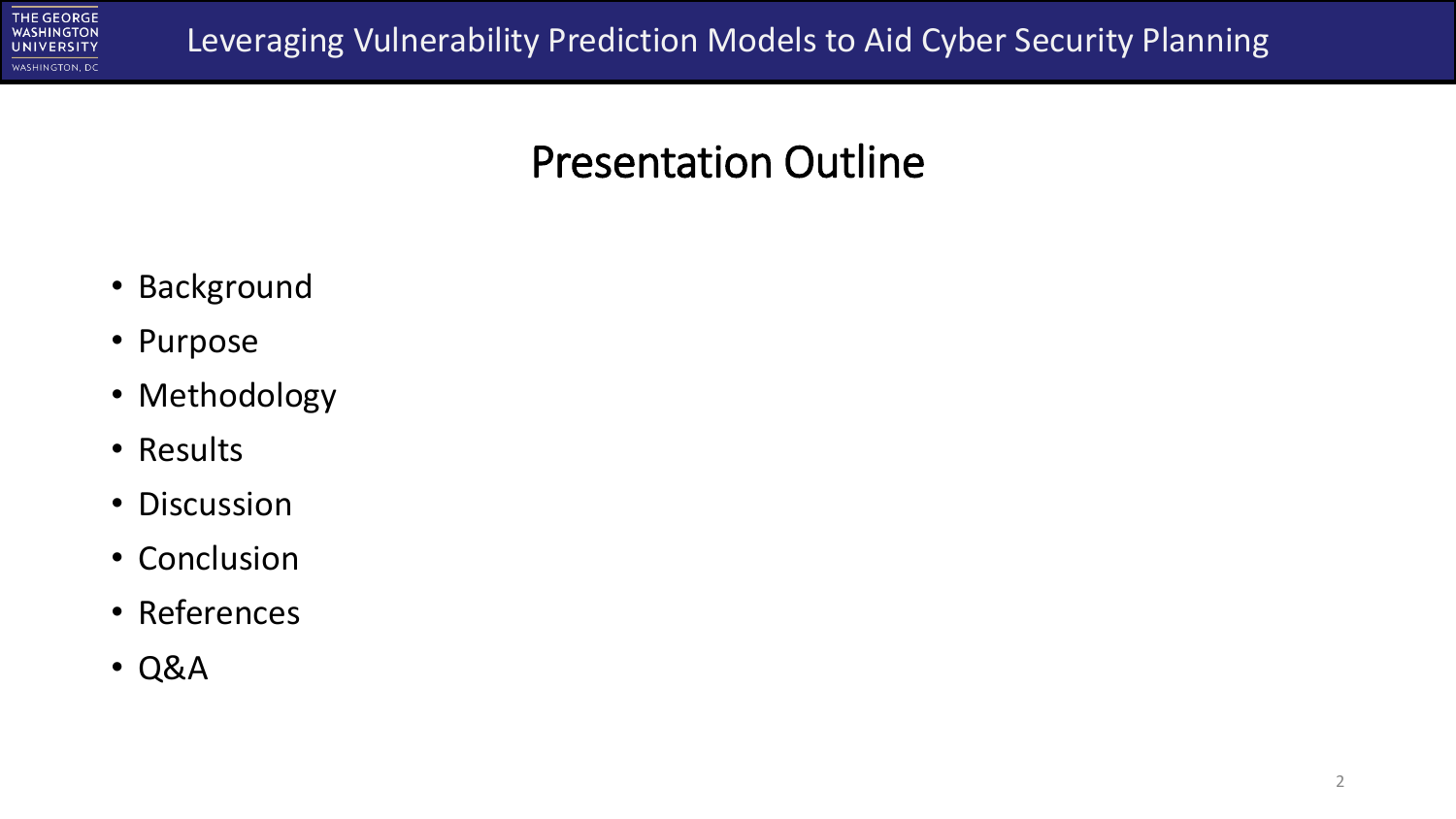# Presentation Outline

- Background
- Purpose
- Methodology
- Results
- Discussion
- Conclusion
- References
- Q&A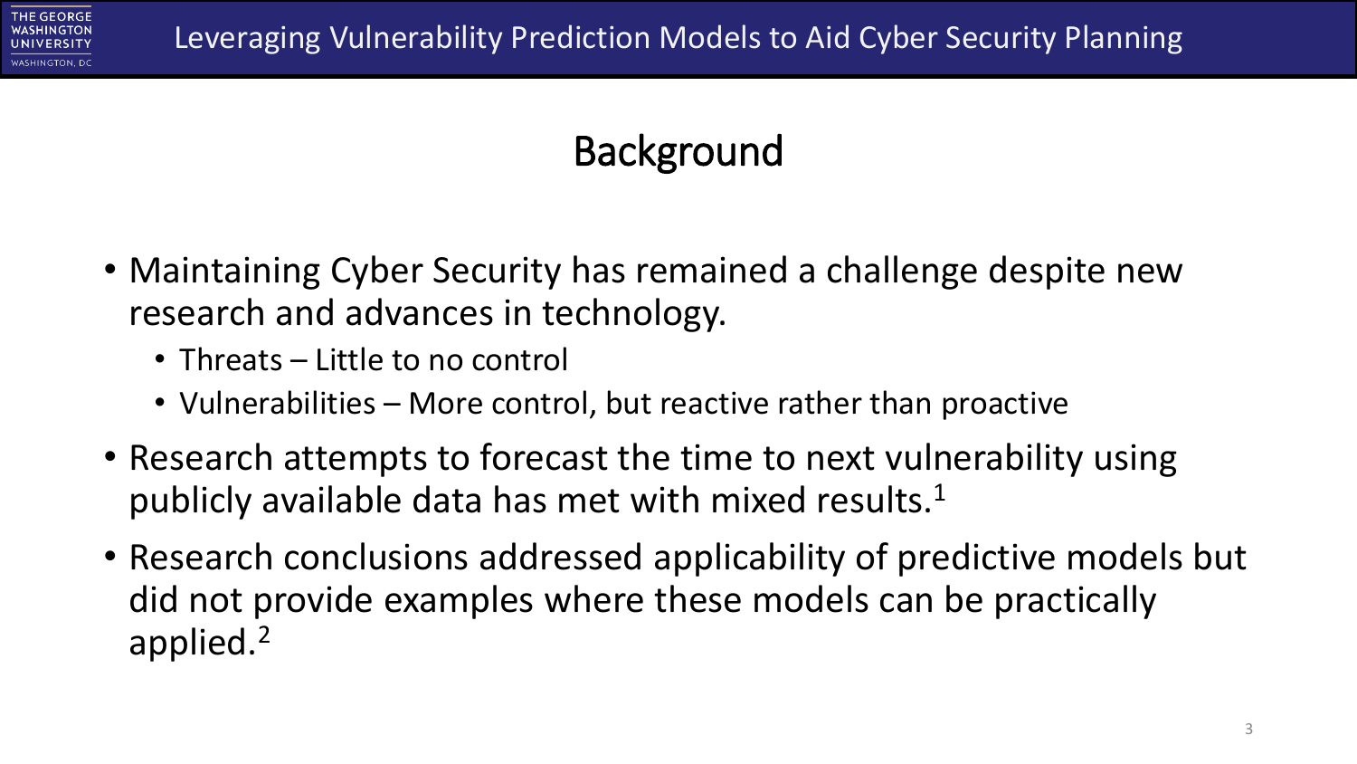## Background

- Maintaining Cyber Security has remained a challenge despite new research and advances in technology.
  - Threats – Little to no control
  - Vulnerabilities – More control, but reactive rather than proactive
- Research attempts to forecast the time to next vulnerability using publicly available data has met with mixed results.[1]
- Research conclusions addressed applicability of predictive models but did not provide examples where these models can be practically applied.[2]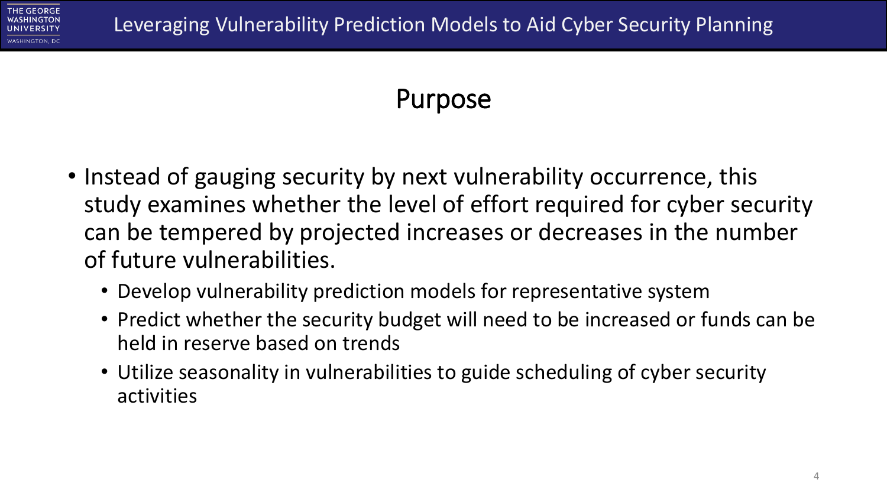## Purpose

- Instead of gauging security by next vulnerability occurrence, this study examines whether the level of effort required for cyber security can be tempered by projected increases or decreases in the number of future vulnerabilities.
  - Develop vulnerability prediction models for representative system
  - Predict whether the security budget will need to be increased or funds can be held in reserve based on trends
  - Utilize seasonality in vulnerabilities to guide scheduling of cyber security activities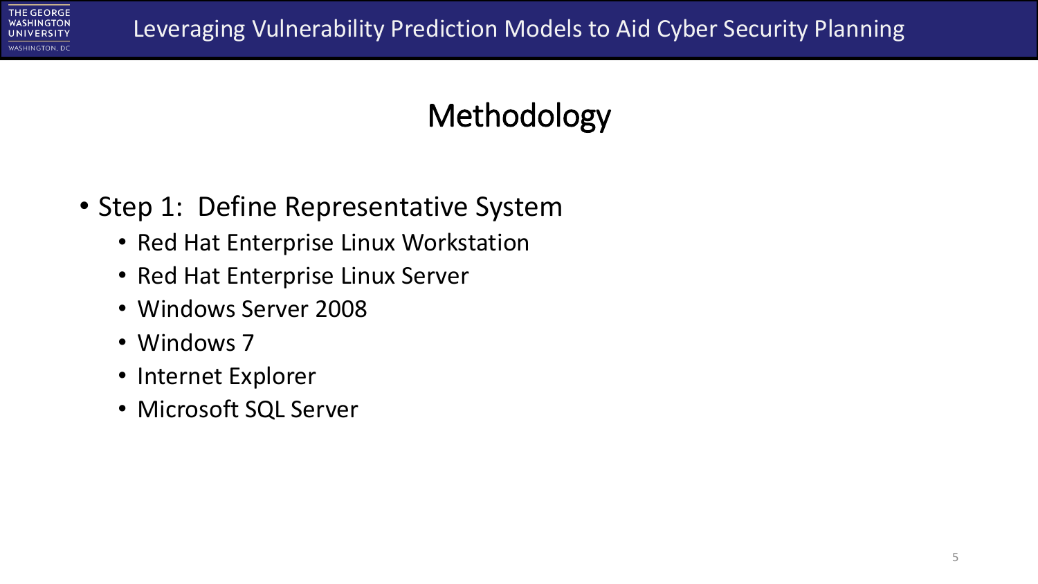## Methodology

- Step 1: Define Representative System
  - Red Hat Enterprise Linux Workstation
  - Red Hat Enterprise Linux Server
  - Windows Server 2008
  - Windows 7
  - Internet Explorer
  - Microsoft SQL Server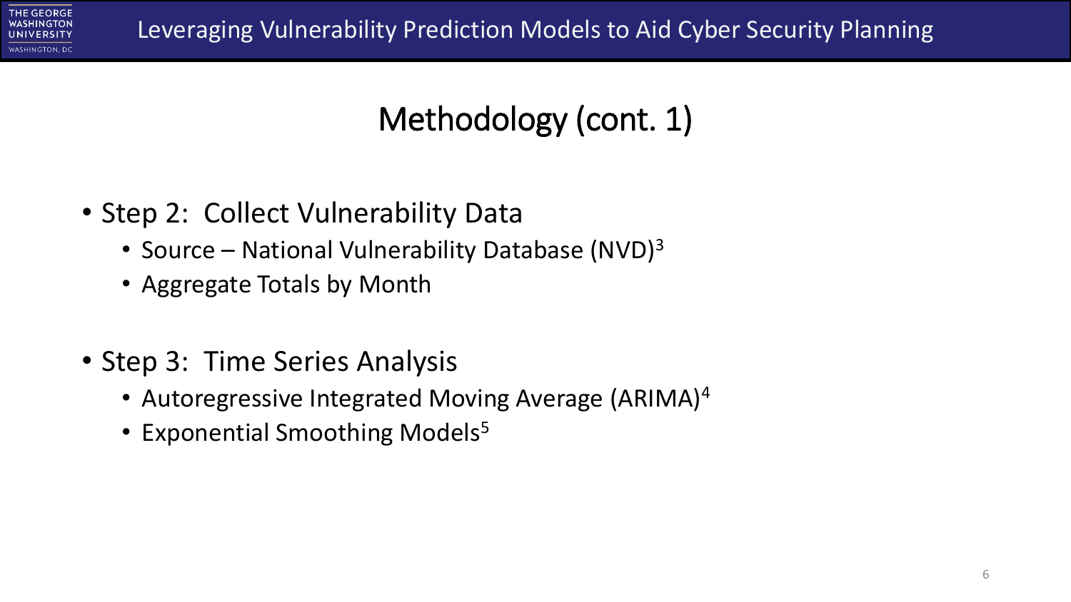# Methodology (cont. 1)

- Step 2: Collect Vulnerability Data
  - Source – National Vulnerability Database (NVD)[3]
  - Aggregate Totals by Month

- Step 3: Time Series Analysis
  - Autoregressive Integrated Moving Average (ARIMA)[4]
  - Exponential Smoothing Models[5]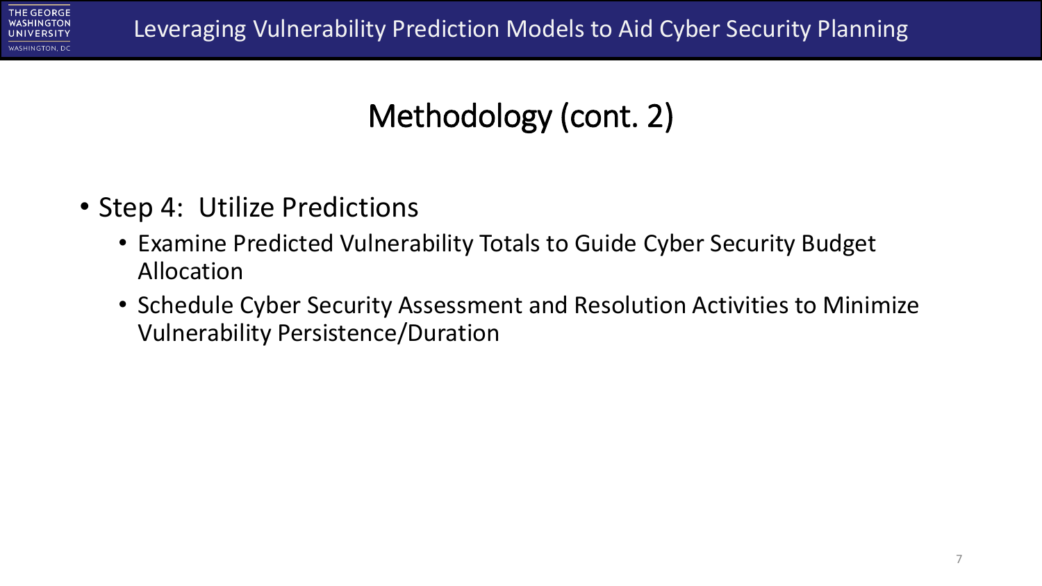# Methodology (cont. 2)

- Step 4: Utilize Predictions
  - Examine Predicted Vulnerability Totals to Guide Cyber Security Budget Allocation
  - Schedule Cyber Security Assessment and Resolution Activities to Minimize Vulnerability Persistence/Duration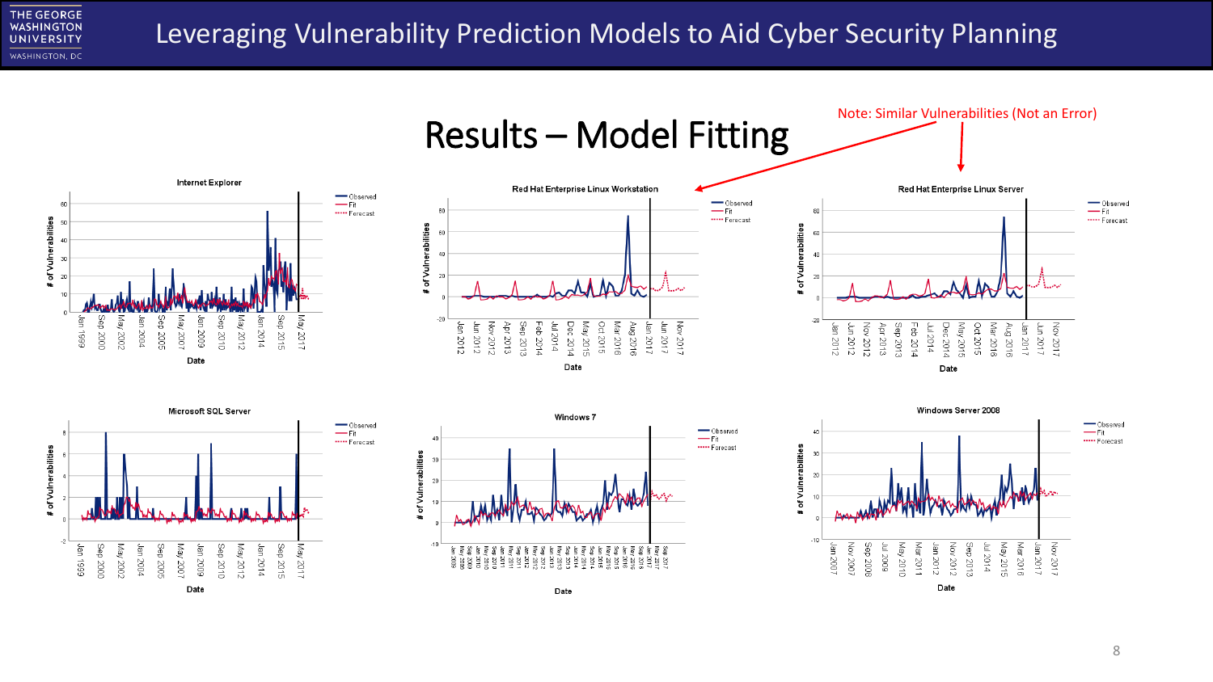# Results – Model Fitting

Note: Similar Vulnerabilities (Not an Error)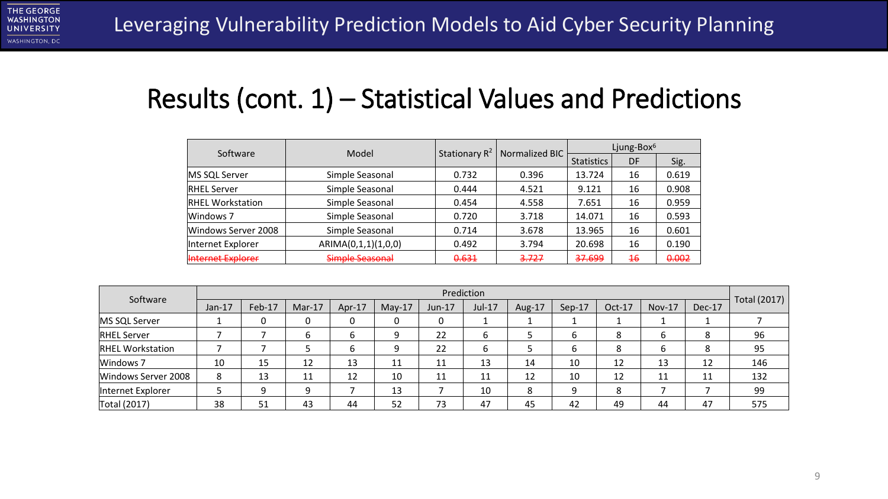## Results (cont. 1) – Statistical Values and Predictions

| Software | Model | Stationary $R^2$ | Normalized BIC | Ljung-Box[6] | | |
|---|---|---|---|---|---|---|
| | | | | Statistics | DF | Sig. |
| MS SQL Server | Simple Seasonal | 0.732 | 0.396 | 13.724 | 16 | 0.619 |
| RHEL Server | Simple Seasonal | 0.444 | 4.521 | 9.121 | 16 | 0.908 |
| RHEL Workstation | Simple Seasonal | 0.454 | 4.558 | 7.651 | 16 | 0.959 |
| Windows 7 | Simple Seasonal | 0.720 | 3.718 | 14.071 | 16 | 0.593 |
| Windows Server 2008 | Simple Seasonal | 0.714 | 3.678 | 13.965 | 16 | 0.601 |
| Internet Explorer | ARIMA(0,1,1)(1,0,0) | 0.492 | 3.794 | 20.698 | 16 | 0.190 |
| ~~Internet Explorer~~ | ~~Simple Seasonal~~ | ~~0.631~~ | ~~3.727~~ | ~~37.699~~ | ~~16~~ | ~~0.002~~ |

| Software | Prediction | | | | | | | | | | | | Total (2017) |
|---|---|---|---|---|---|---|---|---|---|---|---|---|---|
| | Jan-17 | Feb-17 | Mar-17 | Apr-17 | May-17 | Jun-17 | Jul-17 | Aug-17 | Sep-17 | Oct-17 | Nov-17 | Dec-17 | |
| MS SQL Server | 1 | 0 | 0 | 0 | 0 | 0 | 1 | 1 | 1 | 1 | 1 | 1 | 7 |
| RHEL Server | 7 | 7 | 6 | 6 | 9 | 22 | 6 | 5 | 6 | 8 | 6 | 8 | 96 |
| RHEL Workstation | 7 | 7 | 5 | 6 | 9 | 22 | 6 | 5 | 6 | 8 | 6 | 8 | 95 |
| Windows 7 | 10 | 15 | 12 | 13 | 11 | 11 | 13 | 14 | 10 | 12 | 13 | 12 | 146 |
| Windows Server 2008 | 8 | 13 | 11 | 12 | 10 | 11 | 11 | 12 | 10 | 12 | 11 | 11 | 132 |
| Internet Explorer | 5 | 9 | 9 | 7 | 13 | 7 | 10 | 8 | 9 | 8 | 7 | 7 | 99 |
| Total (2017) | 38 | 51 | 43 | 44 | 52 | 73 | 47 | 45 | 42 | 49 | 44 | 47 | 575 |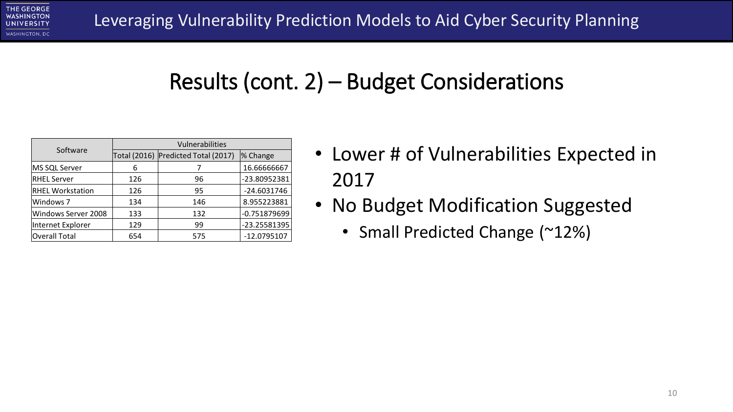# Results (cont. 2) – Budget Considerations

| Software | Vulnerabilities | | |
|---|---|---|---|
| | Total (2016) | Predicted Total (2017) | % Change |
| MS SQL Server | 6 | 7 | 16.66666667 |
| RHEL Server | 126 | 96 | -23.80952381 |
| RHEL Workstation | 126 | 95 | -24.6031746 |
| Windows 7 | 134 | 146 | 8.955223881 |
| Windows Server 2008 | 133 | 132 | -0.751879699 |
| Internet Explorer | 129 | 99 | -23.25581395 |
| Overall Total | 654 | 575 | -12.0795107 |

- Lower # of Vulnerabilities Expected in 2017
- No Budget Modification Suggested
  - Small Predicted Change (~12%)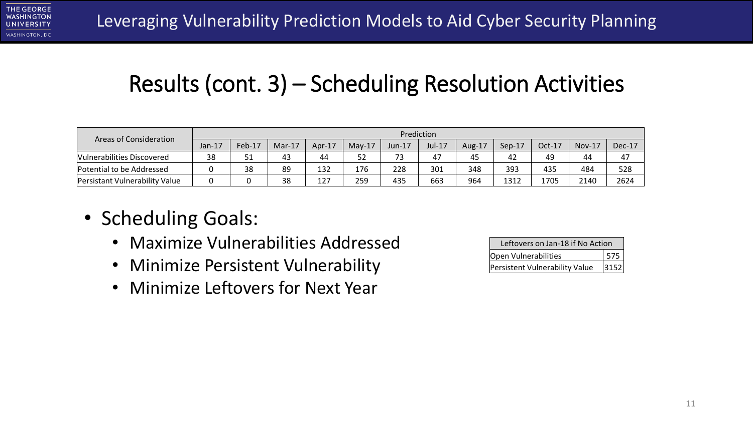## Results (cont. 3) – Scheduling Resolution Activities

| Areas of Consideration | Prediction | | | | | | | | | | | |
|---|---|---|---|---|---|---|---|---|---|---|---|---|
| | Jan-17 | Feb-17 | Mar-17 | Apr-17 | May-17 | Jun-17 | Jul-17 | Aug-17 | Sep-17 | Oct-17 | Nov-17 | Dec-17 |
| Vulnerabilities Discovered | 38 | 51 | 43 | 44 | 52 | 73 | 47 | 45 | 42 | 49 | 44 | 47 |
| Potential to be Addressed | 0 | 38 | 89 | 132 | 176 | 228 | 301 | 348 | 393 | 435 | 484 | 528 |
| Persistant Vulnerability Value | 0 | 0 | 38 | 127 | 259 | 435 | 663 | 964 | 1312 | 1705 | 2140 | 2624 |

- Scheduling Goals:
  - Maximize Vulnerabilities Addressed
  - Minimize Persistent Vulnerability
  - Minimize Leftovers for Next Year

| Leftovers on Jan-18 if No Action | |
|---|---|
| Open Vulnerabilities | 575 |
| Persistent Vulnerability Value | 3152 |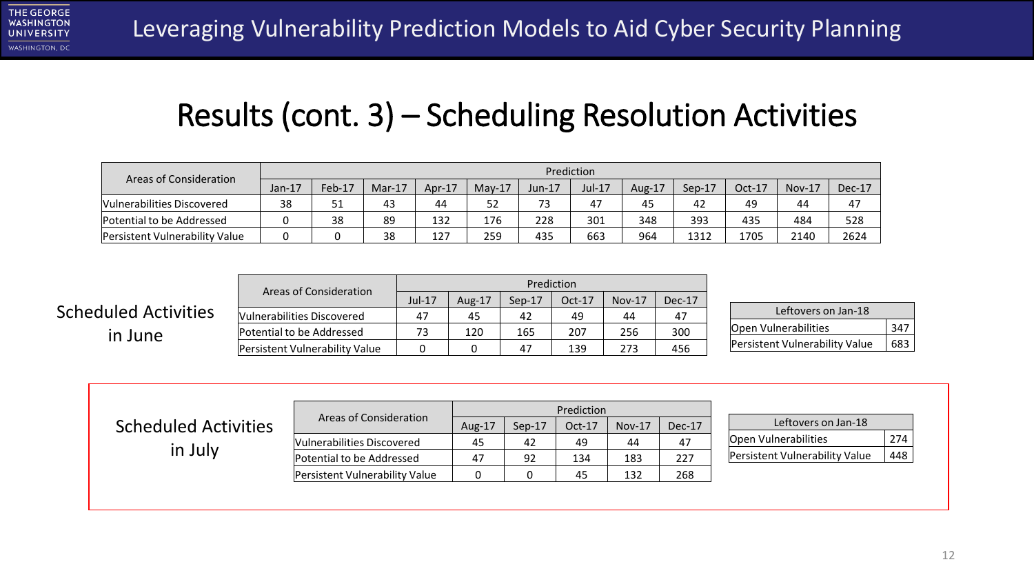## Results (cont. 3) – Scheduling Resolution Activities

| Areas of Consideration | Prediction | | | | | | | | | | | |
|---|---|---|---|---|---|---|---|---|---|---|---|---|
| | Jan-17 | Feb-17 | Mar-17 | Apr-17 | May-17 | Jun-17 | Jul-17 | Aug-17 | Sep-17 | Oct-17 | Nov-17 | Dec-17 |
| Vulnerabilities Discovered | 38 | 51 | 43 | 44 | 52 | 73 | 47 | 45 | 42 | 49 | 44 | 47 |
| Potential to be Addressed | 0 | 38 | 89 | 132 | 176 | 228 | 301 | 348 | 393 | 435 | 484 | 528 |
| Persistent Vulnerability Value | 0 | 0 | 38 | 127 | 259 | 435 | 663 | 964 | 1312 | 1705 | 2140 | 2624 |

### Scheduled Activities in June

| Areas of Consideration | Prediction | | | | | |
|---|---|---|---|---|---|---|
| | Jul-17 | Aug-17 | Sep-17 | Oct-17 | Nov-17 | Dec-17 |
| Vulnerabilities Discovered | 47 | 45 | 42 | 49 | 44 | 47 |
| Potential to be Addressed | 73 | 120 | 165 | 207 | 256 | 300 |
| Persistent Vulnerability Value | 0 | 0 | 47 | 139 | 273 | 456 |

| Leftovers on Jan-18 | |
|---|---|
| Open Vulnerabilities | 347 |
| Persistent Vulnerability Value | 683 |

### Scheduled Activities in July

| Areas of Consideration | Prediction | | | | |
|---|---|---|---|---|---|
| | Aug-17 | Sep-17 | Oct-17 | Nov-17 | Dec-17 |
| Vulnerabilities Discovered | 45 | 42 | 49 | 44 | 47 |
| Potential to be Addressed | 47 | 92 | 134 | 183 | 227 |
| Persistent Vulnerability Value | 0 | 0 | 45 | 132 | 268 |

| Leftovers on Jan-18 | |
|---|---|
| Open Vulnerabilities | 274 |
| Persistent Vulnerability Value | 448 |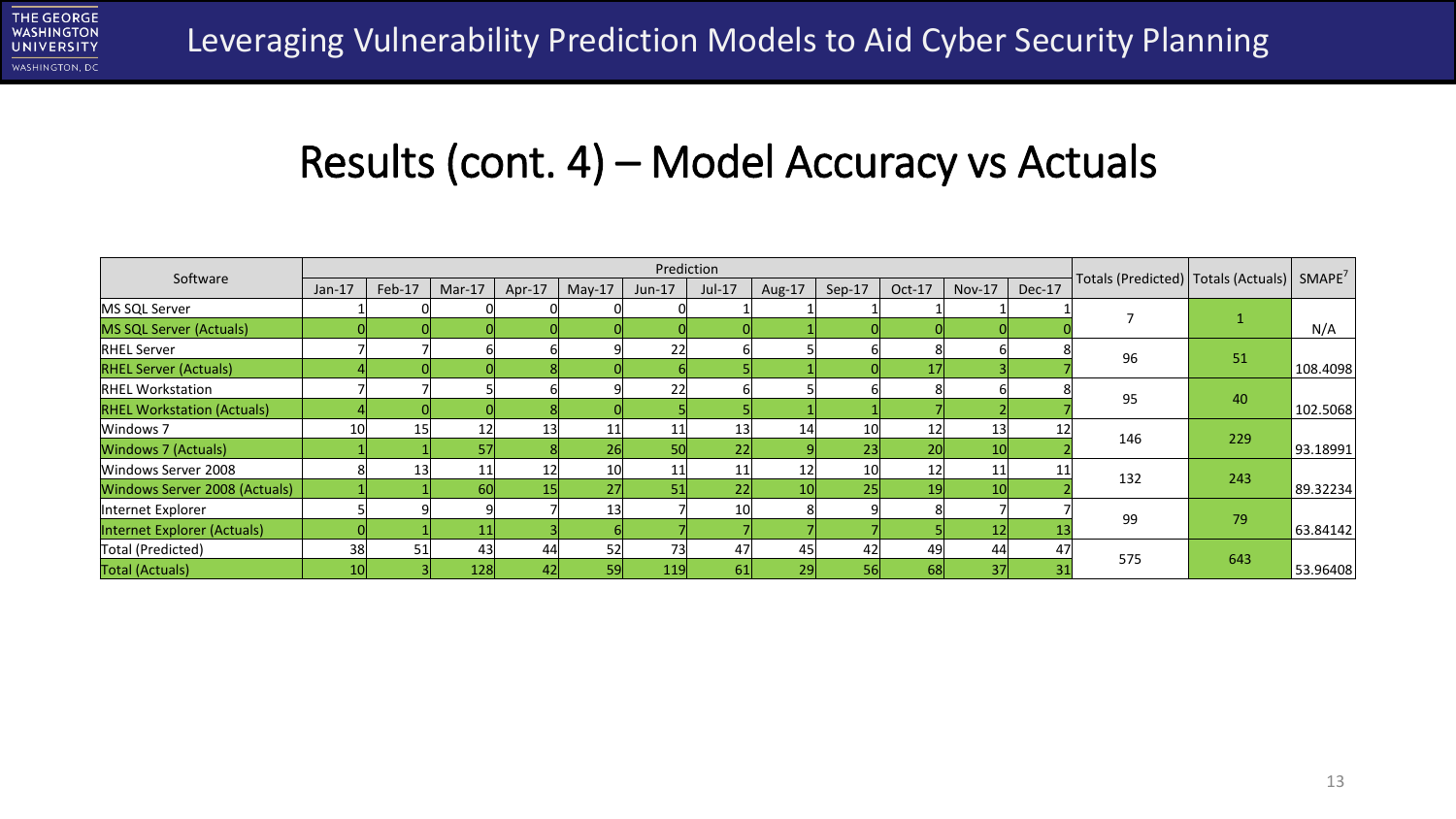# Results (cont. 4) – Model Accuracy vs Actuals

| Software | Prediction | | | | | | | | | | | | Totals (Predicted) | Totals (Actuals) | SMAPE[7] |
|---|---|---|---|---|---|---|---|---|---|---|---|---|---|---|---|
| | Jan-17 | Feb-17 | Mar-17 | Apr-17 | May-17 | Jun-17 | Jul-17 | Aug-17 | Sep-17 | Oct-17 | Nov-17 | Dec-17 | | | |
| MS SQL Server | 1 | 0 | 0 | 0 | 0 | 0 | 1 | 1 | 1 | 1 | 1 | 1 | 7 | 1 | N/A |
| MS SQL Server (Actuals) | 0 | 0 | 0 | 0 | 0 | 0 | 0 | 1 | 0 | 0 | 0 | 0 | | | |
| RHEL Server | 7 | 7 | 6 | 6 | 9 | 22 | 6 | 5 | 6 | 8 | 6 | 8 | 96 | 51 | 108.4098 |
| RHEL Server (Actuals) | 4 | 0 | 0 | 8 | 0 | 6 | 5 | 1 | 0 | 17 | 3 | 7 | | | |
| RHEL Workstation | 7 | 7 | 5 | 6 | 9 | 22 | 6 | 5 | 6 | 8 | 6 | 8 | 95 | 40 | 102.5068 |
| RHEL Workstation (Actuals) | 4 | 0 | 0 | 8 | 0 | 5 | 5 | 1 | 1 | 7 | 2 | 7 | | | |
| Windows 7 | 10 | 15 | 12 | 13 | 11 | 11 | 13 | 14 | 10 | 12 | 13 | 12 | 146 | 229 | 93.18991 |
| Windows 7 (Actuals) | 1 | 1 | 57 | 8 | 26 | 50 | 22 | 9 | 23 | 20 | 10 | 2 | | | |
| Windows Server 2008 | 8 | 13 | 11 | 12 | 10 | 11 | 11 | 12 | 10 | 12 | 11 | 11 | 132 | 243 | 89.32234 |
| Windows Server 2008 (Actuals) | 1 | 1 | 60 | 15 | 27 | 51 | 22 | 10 | 25 | 19 | 10 | 2 | | | |
| Internet Explorer | 5 | 9 | 9 | 7 | 13 | 7 | 10 | 8 | 9 | 8 | 7 | 7 | 99 | 79 | 63.84142 |
| Internet Explorer (Actuals) | 0 | 1 | 11 | 3 | 6 | 7 | 7 | 7 | 7 | 5 | 12 | 13 | | | |
| Total (Predicted) | 38 | 51 | 43 | 44 | 52 | 73 | 47 | 45 | 42 | 49 | 44 | 47 | 575 | 643 | 53.96408 |
| Total (Actuals) | 10 | 3 | 128 | 42 | 59 | 119 | 61 | 29 | 56 | 68 | 37 | 31 | | | |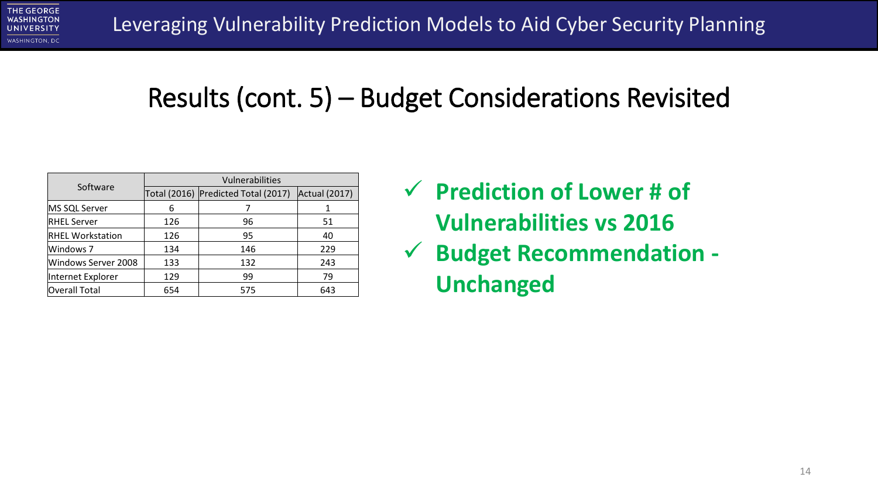## Results (cont. 5) – Budget Considerations Revisited

| Software | Vulnerabilities | | |
|---|---|---|---|
| | Total (2016) | Predicted Total (2017) | Actual (2017) |
| MS SQL Server | 6 | 7 | 1 |
| RHEL Server | 126 | 96 | 51 |
| RHEL Workstation | 126 | 95 | 40 |
| Windows 7 | 134 | 146 | 229 |
| Windows Server 2008 | 133 | 132 | 243 |
| Internet Explorer | 129 | 99 | 79 |
| Overall Total | 654 | 575 | 643 |

- ✓ **Prediction of Lower # of Vulnerabilities vs 2016**
- ✓ **Budget Recommendation - Unchanged**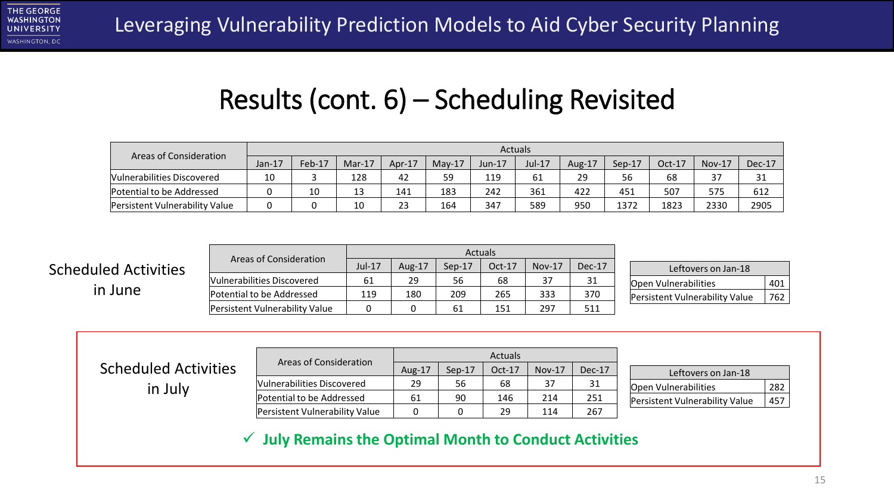# Results (cont. 6) – Scheduling Revisited

| Areas of Consideration | Actuals | | | | | | | | | | | |
|---|---|---|---|---|---|---|---|---|---|---|---|---|
| | Jan-17 | Feb-17 | Mar-17 | Apr-17 | May-17 | Jun-17 | Jul-17 | Aug-17 | Sep-17 | Oct-17 | Nov-17 | Dec-17 |
| Vulnerabilities Discovered | 10 | 3 | 128 | 42 | 59 | 119 | 61 | 29 | 56 | 68 | 37 | 31 |
| Potential to be Addressed | 0 | 10 | 13 | 141 | 183 | 242 | 361 | 422 | 451 | 507 | 575 | 612 |
| Persistent Vulnerability Value | 0 | 0 | 10 | 23 | 164 | 347 | 589 | 950 | 1372 | 1823 | 2330 | 2905 |

## Scheduled Activities in June

| Areas of Consideration | Actuals | | | | | |
|---|---|---|---|---|---|---|
| | Jul-17 | Aug-17 | Sep-17 | Oct-17 | Nov-17 | Dec-17 |
| Vulnerabilities Discovered | 61 | 29 | 56 | 68 | 37 | 31 |
| Potential to be Addressed | 119 | 180 | 209 | 265 | 333 | 370 |
| Persistent Vulnerability Value | 0 | 0 | 61 | 151 | 297 | 511 |

| Leftovers on Jan-18 | |
|---|---|
| Open Vulnerabilities | 401 |
| Persistent Vulnerability Value | 762 |

## Scheduled Activities in July

| Areas of Consideration | Actuals | | | | |
|---|---|---|---|---|---|
| | Aug-17 | Sep-17 | Oct-17 | Nov-17 | Dec-17 |
| Vulnerabilities Discovered | 29 | 56 | 68 | 37 | 31 |
| Potential to be Addressed | 61 | 90 | 146 | 214 | 251 |
| Persistent Vulnerability Value | 0 | 0 | 29 | 114 | 267 |

| Leftovers on Jan-18 | |
|---|---|
| Open Vulnerabilities | 282 |
| Persistent Vulnerability Value | 457 |

✓ **July Remains the Optimal Month to Conduct Activities**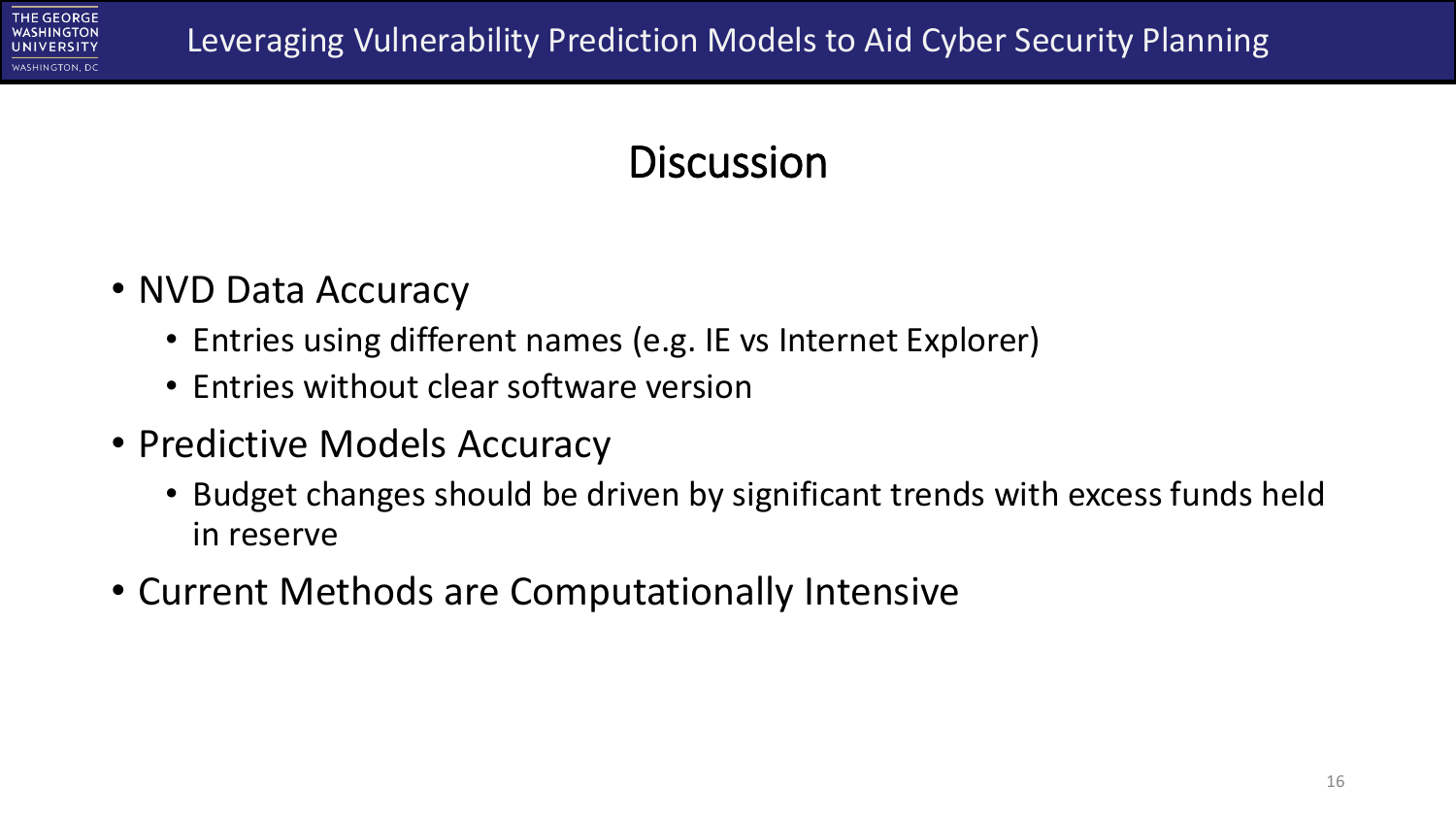# Discussion

- NVD Data Accuracy
  - Entries using different names (e.g. IE vs Internet Explorer)
  - Entries without clear software version
- Predictive Models Accuracy
  - Budget changes should be driven by significant trends with excess funds held in reserve
- Current Methods are Computationally Intensive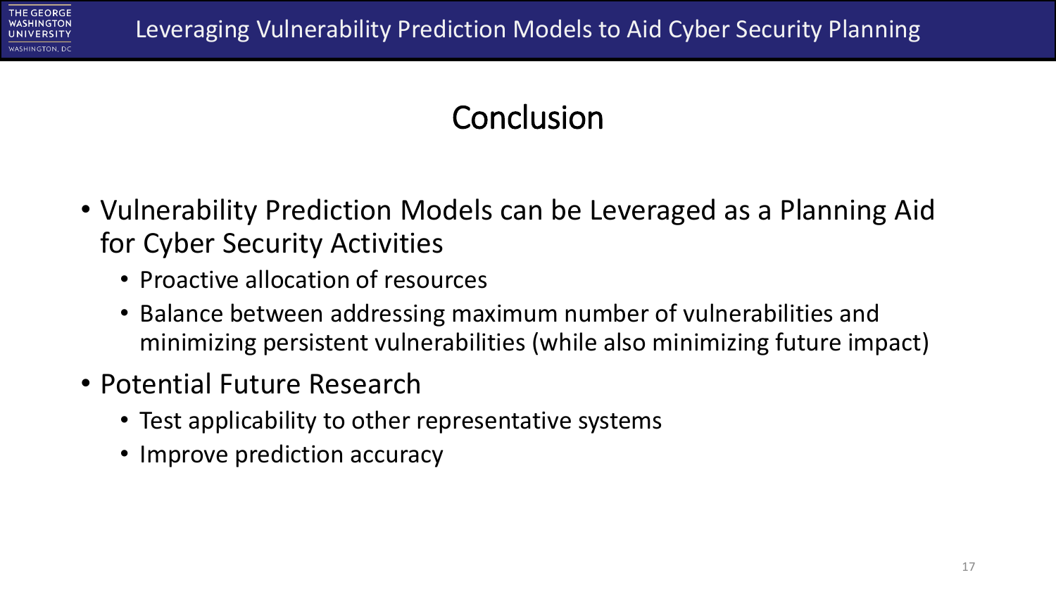# Conclusion

- Vulnerability Prediction Models can be Leveraged as a Planning Aid for Cyber Security Activities
  - Proactive allocation of resources
  - Balance between addressing maximum number of vulnerabilities and minimizing persistent vulnerabilities (while also minimizing future impact)
- Potential Future Research
  - Test applicability to other representative systems
  - Improve prediction accuracy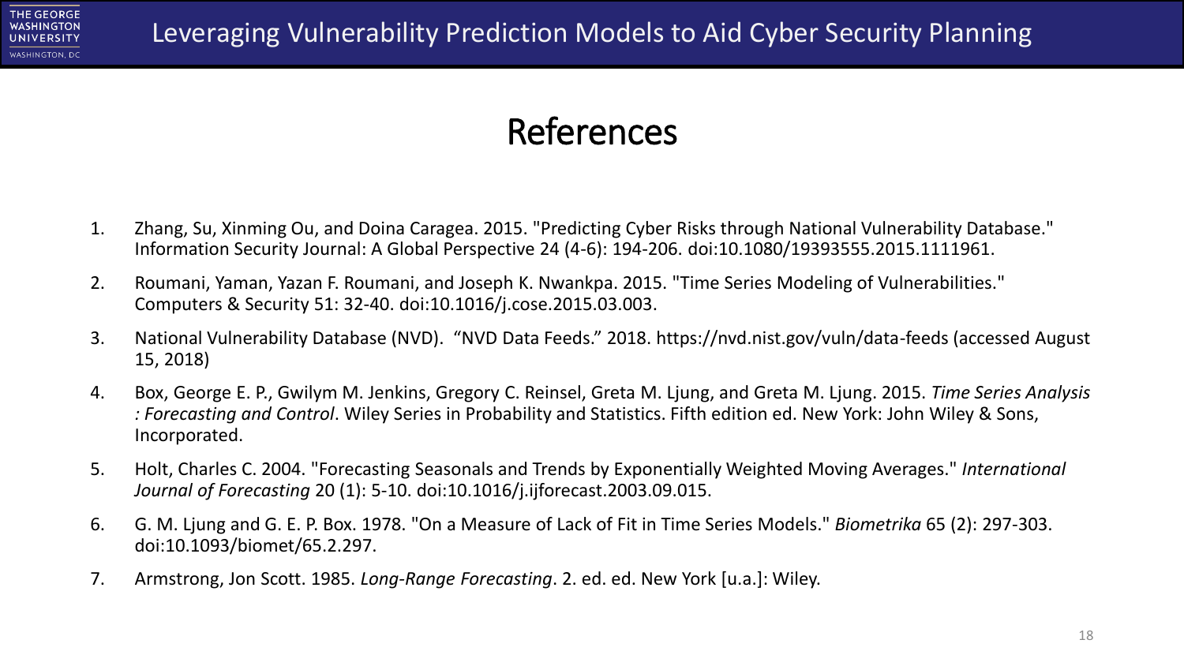# References

1. Zhang, Su, Xinming Ou, and Doina Caragea. 2015. "Predicting Cyber Risks through National Vulnerability Database." Information Security Journal: A Global Perspective 24 (4-6): 194-206. doi:10.1080/19393555.2015.1111961.
2. Roumani, Yaman, Yazan F. Roumani, and Joseph K. Nwankpa. 2015. "Time Series Modeling of Vulnerabilities." Computers & Security 51: 32-40. doi:10.1016/j.cose.2015.03.003.
3. National Vulnerability Database (NVD). "NVD Data Feeds." 2018. https://nvd.nist.gov/vuln/data-feeds (accessed August 15, 2018)
4. Box, George E. P., Gwilym M. Jenkins, Gregory C. Reinsel, Greta M. Ljung, and Greta M. Ljung. 2015. *Time Series Analysis : Forecasting and Control*. Wiley Series in Probability and Statistics. Fifth edition ed. New York: John Wiley & Sons, Incorporated.
5. Holt, Charles C. 2004. "Forecasting Seasonals and Trends by Exponentially Weighted Moving Averages." *International Journal of Forecasting* 20 (1): 5-10. doi:10.1016/j.ijforecast.2003.09.015.
6. G. M. Ljung and G. E. P. Box. 1978. "On a Measure of Lack of Fit in Time Series Models." *Biometrika* 65 (2): 297-303. doi:10.1093/biomet/65.2.297.
7. Armstrong, Jon Scott. 1985. *Long-Range Forecasting*. 2. ed. ed. New York [u.a.]: Wiley.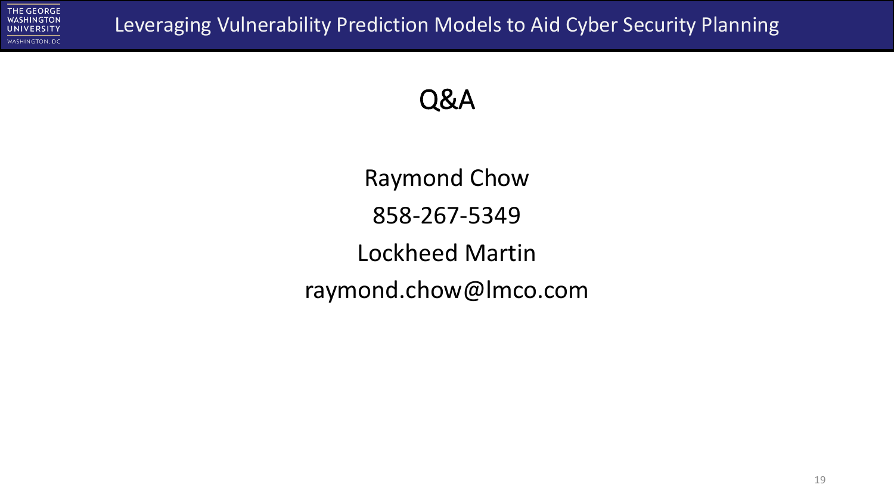# Q&A

Raymond Chow

858-267-5349

Lockheed Martin

raymond.chow@lmco.com